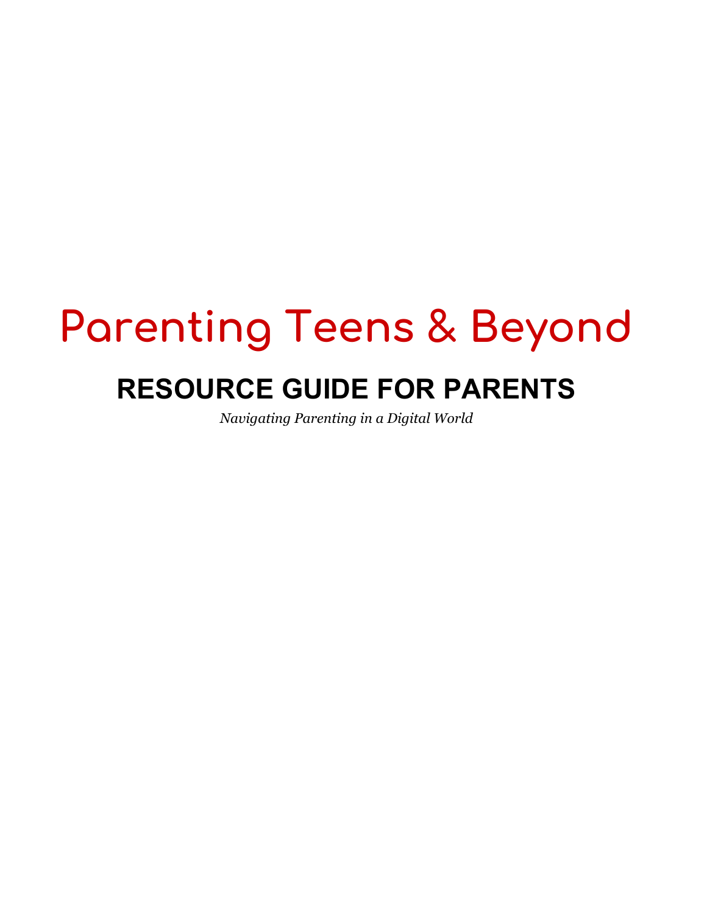# Parenting Teens & Beyond

## RESOURCE GUIDE FOR PARENTS

*Navigating Parenting in a Digital World*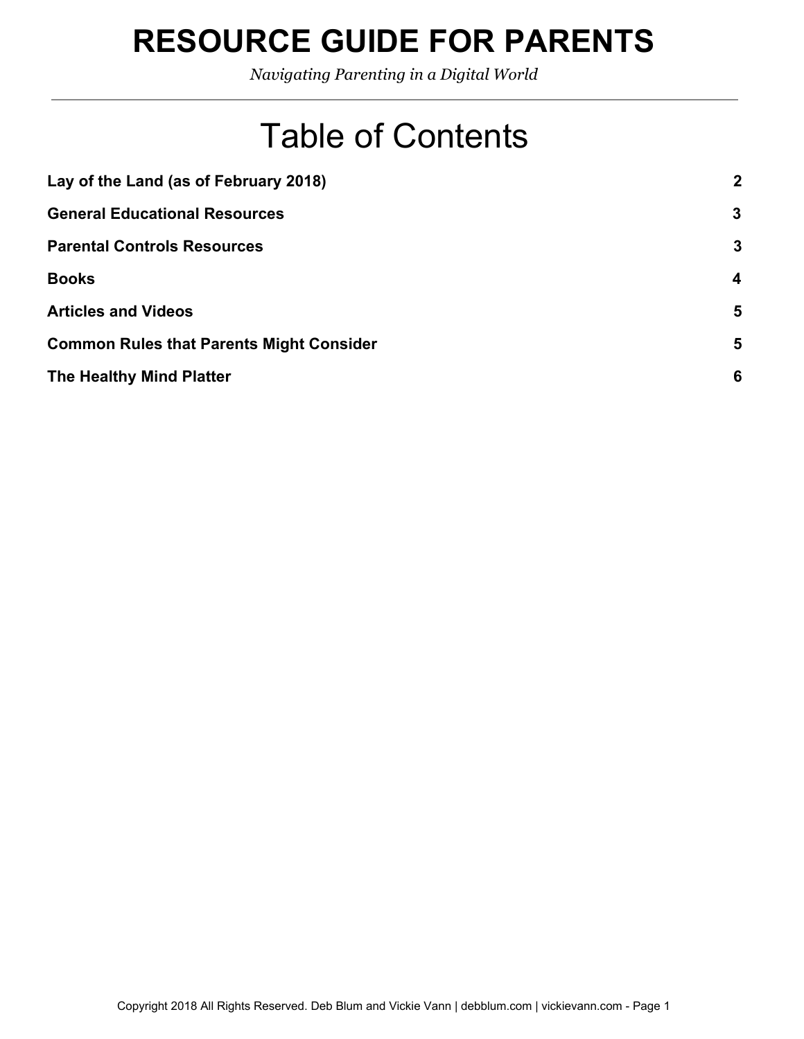# RESOURCE GUIDE FOR PARENTS

*Navigating Parenting in a Digital World*

---

## Table of Contents

| | |
|---|---|
| **Lay of the Land (as of February 2018)** | **2** |
| **General Educational Resources** | **3** |
| **Parental Controls Resources** | **3** |
| **Books** | **4** |
| **Articles and Videos** | **5** |
| **Common Rules that Parents Might Consider** | **5** |
| **The Healthy Mind Platter** | **6** |

Copyright 2018 All Rights Reserved. Deb Blum and Vickie Vann | debblum.com | vickievann.com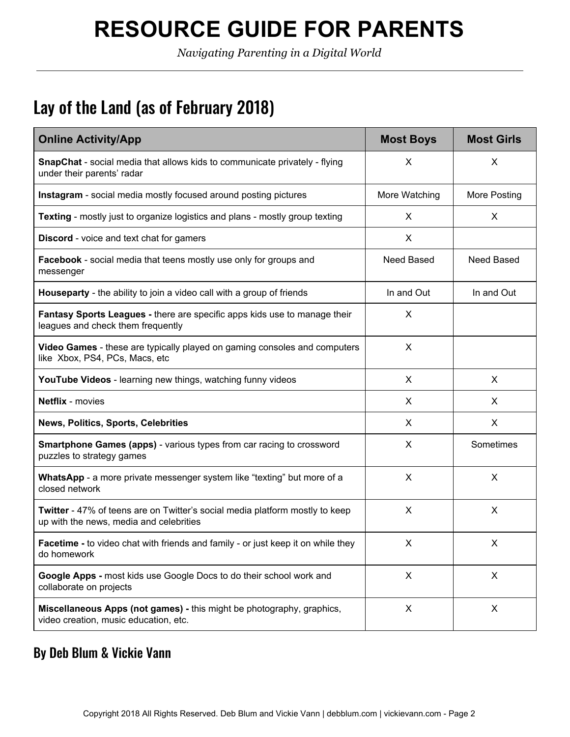# RESOURCE GUIDE FOR PARENTS

*Navigating Parenting in a Digital World*

## Lay of the Land (as of February 2018)

| Online Activity/App | Most Boys | Most Girls |
|---|---|---|
| **SnapChat** - social media that allows kids to communicate privately - flying under their parents' radar | X | X |
| **Instagram** - social media mostly focused around posting pictures | More Watching | More Posting |
| **Texting** - mostly just to organize logistics and plans - mostly group texting | X | X |
| **Discord** - voice and text chat for gamers | X | |
| **Facebook** - social media that teens mostly use only for groups and messenger | Need Based | Need Based |
| **Houseparty** - the ability to join a video call with a group of friends | In and Out | In and Out |
| **Fantasy Sports Leagues -** there are specific apps kids use to manage their leagues and check them frequently | X | |
| **Video Games** - these are typically played on gaming consoles and computers like Xbox, PS4, PCs, Macs, etc | X | |
| **YouTube Videos** - learning new things, watching funny videos | X | X |
| **Netflix** - movies | X | X |
| **News, Politics, Sports, Celebrities** | X | X |
| **Smartphone Games (apps)** - various types from car racing to crossword puzzles to strategy games | X | Sometimes |
| **WhatsApp** - a more private messenger system like "texting" but more of a closed network | X | X |
| **Twitter** - 47% of teens are on Twitter's social media platform mostly to keep up with the news, media and celebrities | X | X |
| **Facetime -** to video chat with friends and family - or just keep it on while they do homework | X | X |
| **Google Apps -** most kids use Google Docs to do their school work and collaborate on projects | X | X |
| **Miscellaneous Apps (not games) -** this might be photography, graphics, video creation, music education, etc. | X | X |

### By Deb Blum & Vickie Vann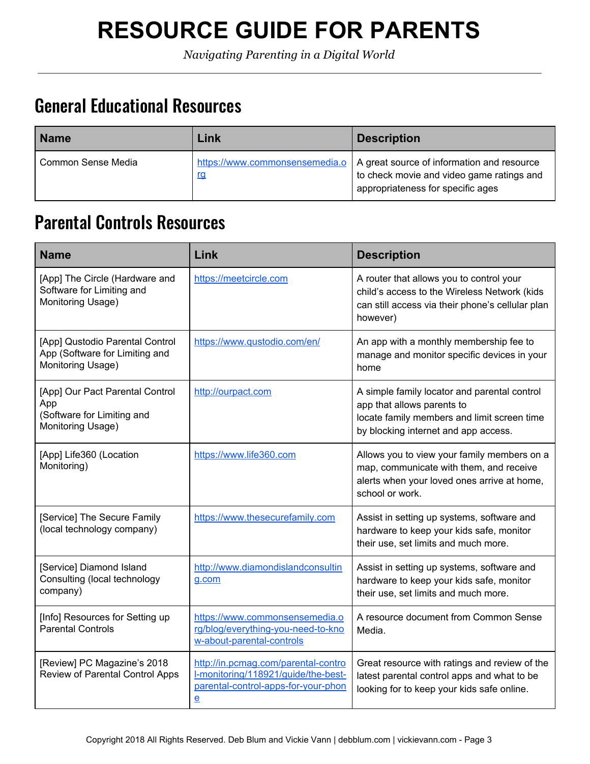# RESOURCE GUIDE FOR PARENTS

*Navigating Parenting in a Digital World*

---

## General Educational Resources

| Name | Link | Description |
|---|---|---|
| Common Sense Media | https://www.commonsensemedia.org | A great source of information and resource to check movie and video game ratings and appropriateness for specific ages |

## Parental Controls Resources

| Name | Link | Description |
|---|---|---|
| [App] The Circle (Hardware and Software for Limiting and Monitoring Usage) | https://meetcircle.com | A router that allows you to control your child's access to the Wireless Network (kids can still access via their phone's cellular plan however) |
| [App] Qustodio Parental Control App (Software for Limiting and Monitoring Usage) | https://www.qustodio.com/en/ | An app with a monthly membership fee to manage and monitor specific devices in your home |
| [App] Our Pact Parental Control App (Software for Limiting and Monitoring Usage) | http://ourpact.com | A simple family locator and parental control app that allows parents to locate family members and limit screen time by blocking internet and app access. |
| [App] Life360 (Location Monitoring) | https://www.life360.com | Allows you to view your family members on a map, communicate with them, and receive alerts when your loved ones arrive at home, school or work. |
| [Service] The Secure Family (local technology company) | https://www.thesecurefamily.com | Assist in setting up systems, software and hardware to keep your kids safe, monitor their use, set limits and much more. |
| [Service] Diamond Island Consulting (local technology company) | http://www.diamondislandconsulting.com | Assist in setting up systems, software and hardware to keep your kids safe, monitor their use, set limits and much more. |
| [Info] Resources for Setting up Parental Controls | https://www.commonsensemedia.org/blog/everything-you-need-to-know-about-parental-controls | A resource document from Common Sense Media. |
| [Review] PC Magazine's 2018 Review of Parental Control Apps | http://in.pcmag.com/parental-control-monitoring/118921/guide/the-best-parental-control-apps-for-your-phone | Great resource with ratings and review of the latest parental control apps and what to be looking for to keep your kids safe online. |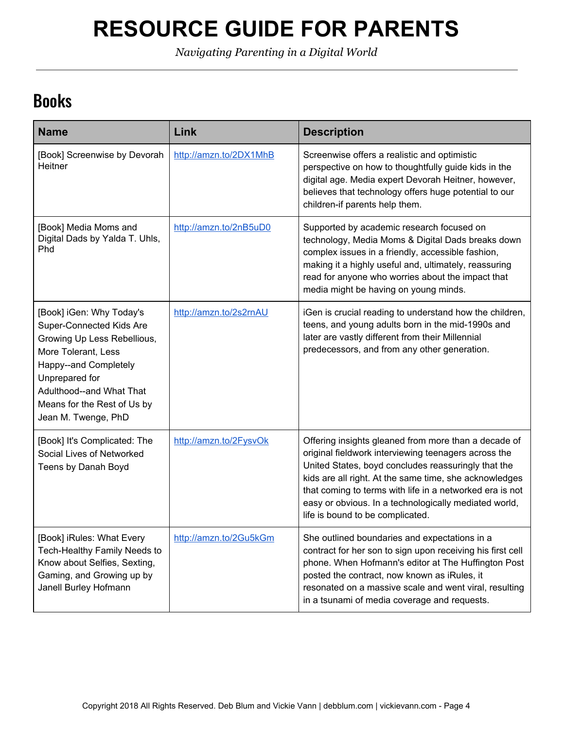# RESOURCE GUIDE FOR PARENTS

*Navigating Parenting in a Digital World*

## Books

| Name | Link | Description |
|---|---|---|
| [Book] Screenwise by Devorah Heitner | http://amzn.to/2DX1MhB | Screenwise offers a realistic and optimistic perspective on how to thoughtfully guide kids in the digital age. Media expert Devorah Heitner, however, believes that technology offers huge potential to our children-if parents help them. |
| [Book] Media Moms and Digital Dads by Yalda T. Uhls, Phd | http://amzn.to/2nB5uD0 | Supported by academic research focused on technology, Media Moms & Digital Dads breaks down complex issues in a friendly, accessible fashion, making it a highly useful and, ultimately, reassuring read for anyone who worries about the impact that media might be having on young minds. |
| [Book] iGen: Why Today's Super-Connected Kids Are Growing Up Less Rebellious, More Tolerant, Less Happy--and Completely Unprepared for Adulthood--and What That Means for the Rest of Us by Jean M. Twenge, PhD | http://amzn.to/2s2rnAU | iGen is crucial reading to understand how the children, teens, and young adults born in the mid-1990s and later are vastly different from their Millennial predecessors, and from any other generation. |
| [Book] It's Complicated: The Social Lives of Networked Teens by Danah Boyd | http://amzn.to/2FysvOk | Offering insights gleaned from more than a decade of original fieldwork interviewing teenagers across the United States, boyd concludes reassuringly that the kids are all right. At the same time, she acknowledges that coming to terms with life in a networked era is not easy or obvious. In a technologically mediated world, life is bound to be complicated. |
| [Book] iRules: What Every Tech-Healthy Family Needs to Know about Selfies, Sexting, Gaming, and Growing up by Janell Burley Hofmann | http://amzn.to/2Gu5kGm | She outlined boundaries and expectations in a contract for her son to sign upon receiving his first cell phone. When Hofmann's editor at The Huffington Post posted the contract, now known as iRules, it resonated on a massive scale and went viral, resulting in a tsunami of media coverage and requests. |

Copyright 2018 All Rights Reserved. Deb Blum and Vickie Vann | debblum.com | vickievann.com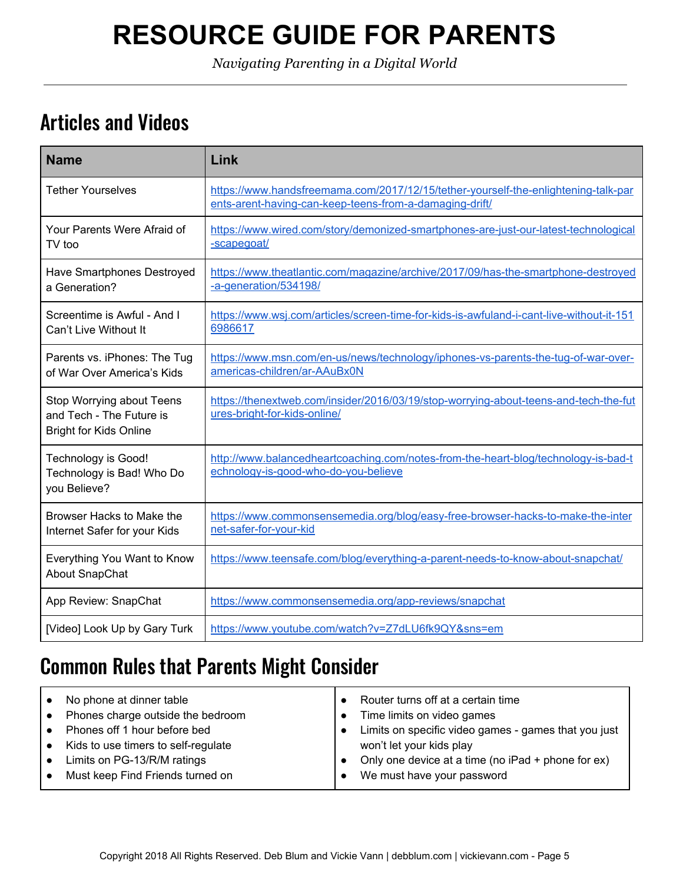# RESOURCE GUIDE FOR PARENTS

*Navigating Parenting in a Digital World*

## Articles and Videos

| Name | Link |
| --- | --- |
| Tether Yourselves | https://www.handsfreemama.com/2017/12/15/tether-yourself-the-enlightening-talk-parents-arent-having-can-keep-teens-from-a-damaging-drift/ |
| Your Parents Were Afraid of TV too | https://www.wired.com/story/demonized-smartphones-are-just-our-latest-technological-scapegoat/ |
| Have Smartphones Destroyed a Generation? | https://www.theatlantic.com/magazine/archive/2017/09/has-the-smartphone-destroyed-a-generation/534198/ |
| Screentime is Awful - And I Can't Live Without It | https://www.wsj.com/articles/screen-time-for-kids-is-awfuland-i-cant-live-without-it-1516986617 |
| Parents vs. iPhones: The Tug of War Over America's Kids | https://www.msn.com/en-us/news/technology/iphones-vs-parents-the-tug-of-war-over-americas-children/ar-AAuBx0N |
| Stop Worrying about Teens and Tech - The Future is Bright for Kids Online | https://thenextweb.com/insider/2016/03/19/stop-worrying-about-teens-and-tech-the-futures-bright-for-kids-online/ |
| Technology is Good! Technology is Bad! Who Do you Believe? | http://www.balancedheartcoaching.com/notes-from-the-heart-blog/technology-is-bad-technology-is-good-who-do-you-believe |
| Browser Hacks to Make the Internet Safer for your Kids | https://www.commonsensemedia.org/blog/easy-free-browser-hacks-to-make-the-internet-safer-for-your-kid |
| Everything You Want to Know About SnapChat | https://www.teensafe.com/blog/everything-a-parent-needs-to-know-about-snapchat/ |
| App Review: SnapChat | https://www.commonsensemedia.org/app-reviews/snapchat |
| [Video] Look Up by Gary Turk | https://www.youtube.com/watch?v=Z7dLU6fk9QY&sns=em |

## Common Rules that Parents Might Consider

- No phone at dinner table
- Phones charge outside the bedroom
- Phones off 1 hour before bed
- Kids to use timers to self-regulate
- Limits on PG-13/R/M ratings
- Must keep Find Friends turned on
- Router turns off at a certain time
- Time limits on video games
- Limits on specific video games - games that you just won't let your kids play
- Only one device at a time (no iPad + phone for ex)
- We must have your password

Copyright 2018 All Rights Reserved. Deb Blum and Vickie Vann | debblum.com | vickievann.com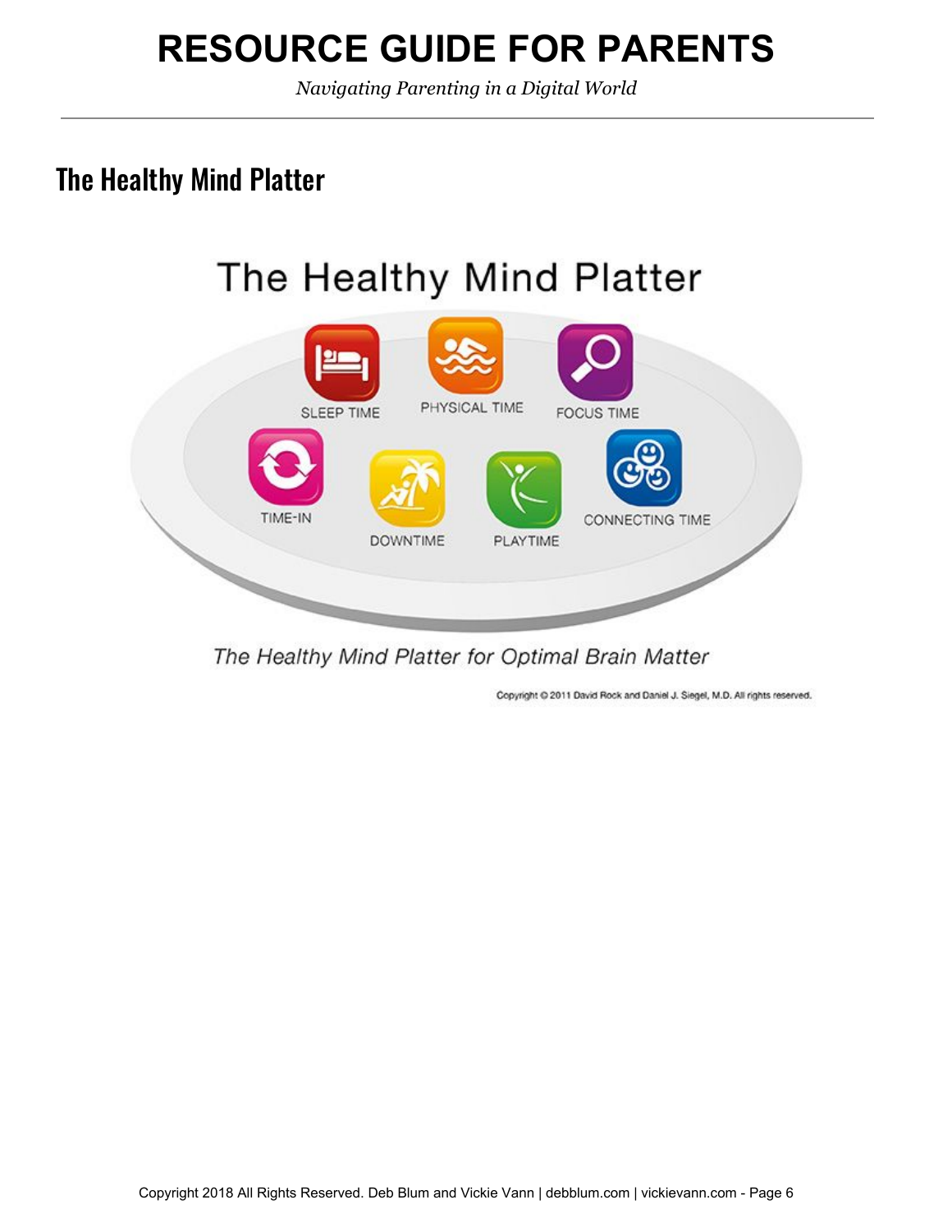# RESOURCE GUIDE FOR PARENTS

*Navigating Parenting in a Digital World*

## The Healthy Mind Platter

The Healthy Mind Platter

SLEEP TIME
PHYSICAL TIME
FOCUS TIME
TIME-IN
DOWNTIME
PLAYTIME
CONNECTING TIME

*The Healthy Mind Platter for Optimal Brain Matter*

Copyright © 2011 David Rock and Daniel J. Siegel, M.D. All rights reserved.